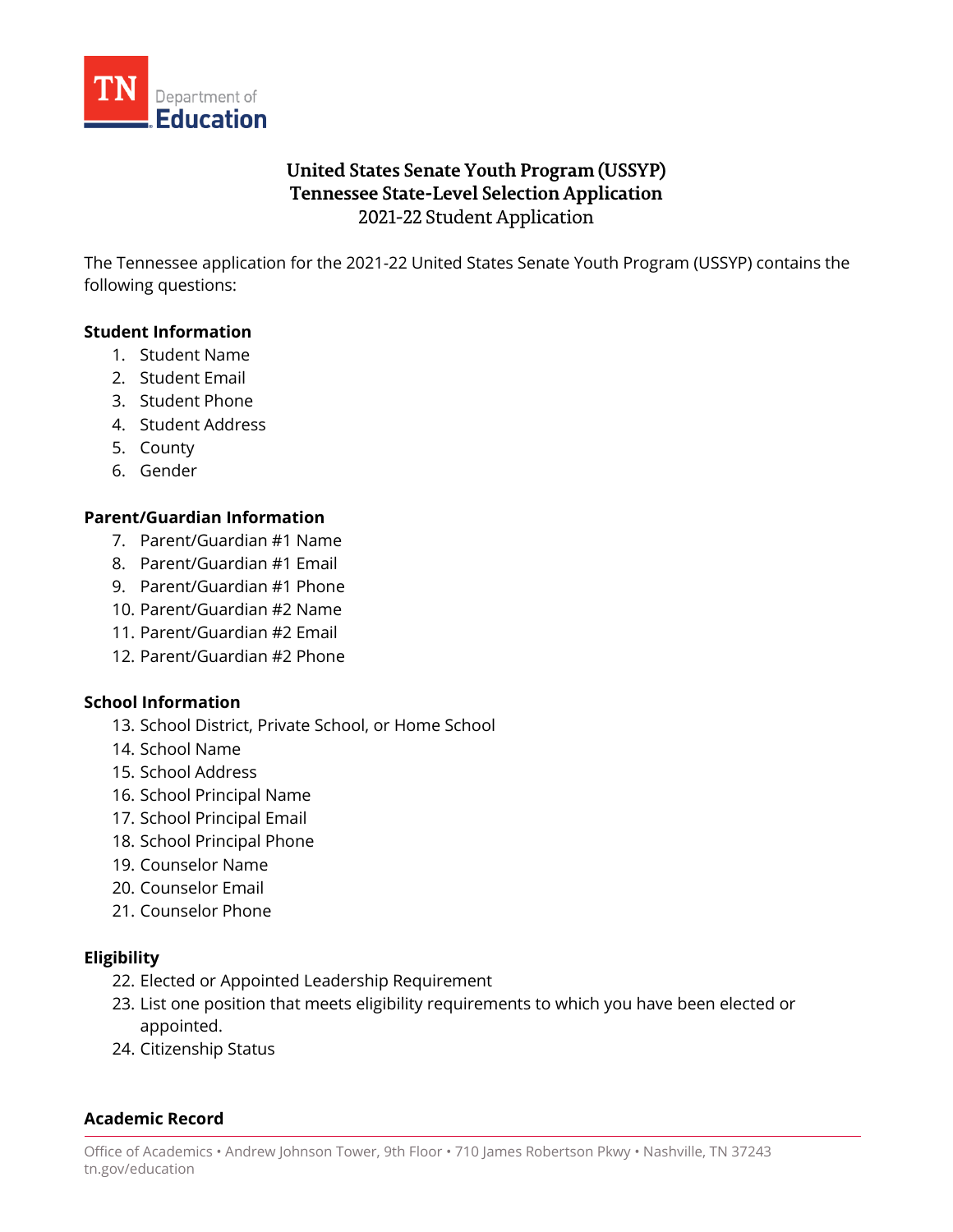# United States Senate Youth Program (USSYP)
## Tennessee State-Level Selection Application
### 2021-22 Student Application

The Tennessee application for the 2021-22 United States Senate Youth Program (USSYP) contains the following questions:

**Student Information**

1. Student Name
2. Student Email
3. Student Phone
4. Student Address
5. County
6. Gender

**Parent/Guardian Information**

7. Parent/Guardian #1 Name
8. Parent/Guardian #1 Email
9. Parent/Guardian #1 Phone
10. Parent/Guardian #2 Name
11. Parent/Guardian #2 Email
12. Parent/Guardian #2 Phone

**School Information**

13. School District, Private School, or Home School
14. School Name
15. School Address
16. School Principal Name
17. School Principal Email
18. School Principal Phone
19. Counselor Name
20. Counselor Email
21. Counselor Phone

**Eligibility**

22. Elected or Appointed Leadership Requirement
23. List one position that meets eligibility requirements to which you have been elected or appointed.
24. Citizenship Status

**Academic Record**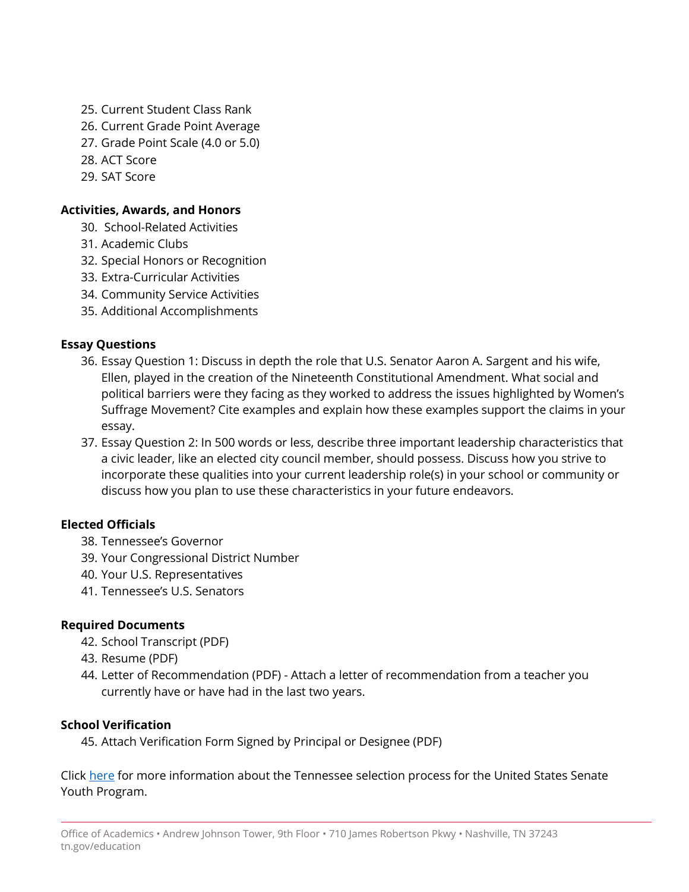25. Current Student Class Rank
26. Current Grade Point Average
27. Grade Point Scale (4.0 or 5.0)
28. ACT Score
29. SAT Score

**Activities, Awards, and Honors**

30. School-Related Activities
31. Academic Clubs
32. Special Honors or Recognition
33. Extra-Curricular Activities
34. Community Service Activities
35. Additional Accomplishments

**Essay Questions**

36. Essay Question 1: Discuss in depth the role that U.S. Senator Aaron A. Sargent and his wife, Ellen, played in the creation of the Nineteenth Constitutional Amendment. What social and political barriers were they facing as they worked to address the issues highlighted by Women's Suffrage Movement? Cite examples and explain how these examples support the claims in your essay.
37. Essay Question 2: In 500 words or less, describe three important leadership characteristics that a civic leader, like an elected city council member, should possess. Discuss how you strive to incorporate these qualities into your current leadership role(s) in your school or community or discuss how you plan to use these characteristics in your future endeavors.

**Elected Officials**

38. Tennessee's Governor
39. Your Congressional District Number
40. Your U.S. Representatives
41. Tennessee's U.S. Senators

**Required Documents**

42. School Transcript (PDF)
43. Resume (PDF)
44. Letter of Recommendation (PDF) - Attach a letter of recommendation from a teacher you currently have or have had in the last two years.

**School Verification**

45. Attach Verification Form Signed by Principal or Designee (PDF)

Click here for more information about the Tennessee selection process for the United States Senate Youth Program.